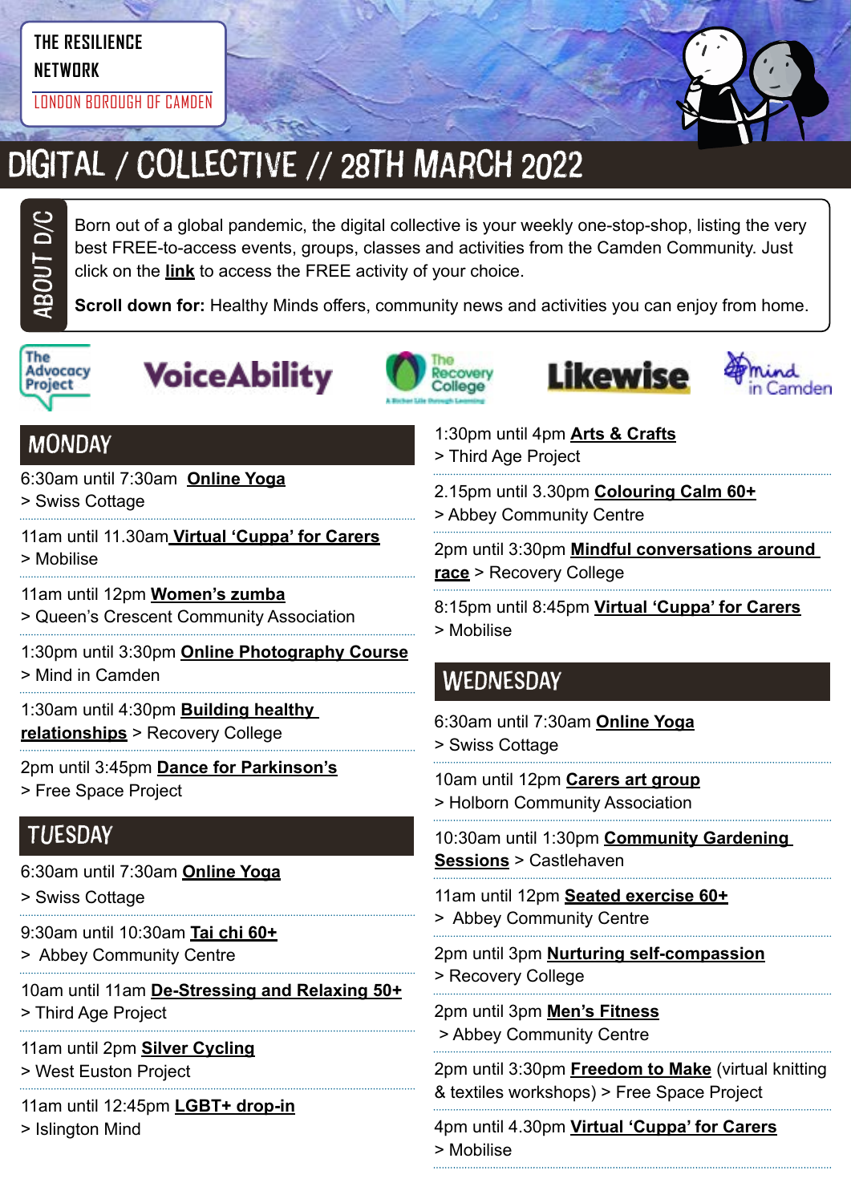THE RESILIENCE NETWORK

LONDON BOROUGH OF CAMDEN

# DIGITAL / COLLECTIVE // 28TH MARCH 2022

## ABOUT D/C

Born out of a global pandemic, the digital collective is your weekly one-stop-shop, listing the very best FREE-to-access events, groups, classes and activities from the Camden Community. Just click on the **link** to access the FREE activity of your choice.

**Scroll down for:** Healthy Minds offers, community news and activities you can enjoy from home.

The Advocacy Project | VoiceAbility | The Recovery College | Likewise | mind in Camden

## MONDAY

6:30am until 7:30am **Online Yoga**
> Swiss Cottage

11am until 11.30am **Virtual 'Cuppa' for Carers**
> Mobilise

11am until 12pm **Women's zumba**
> Queen's Crescent Community Association

1:30pm until 3:30pm **Online Photography Course**
> Mind in Camden

1:30am until 4:30pm **Building healthy relationships** > Recovery College

2pm until 3:45pm **Dance for Parkinson's**
> Free Space Project

## TUESDAY

6:30am until 7:30am **Online Yoga**
> Swiss Cottage

9:30am until 10:30am **Tai chi 60+**
> Abbey Community Centre

10am until 11am **De-Stressing and Relaxing 50+**
> Third Age Project

11am until 2pm **Silver Cycling**
> West Euston Project

11am until 12:45pm **LGBT+ drop-in**
> Islington Mind

1:30pm until 4pm **Arts & Crafts**
> Third Age Project

2.15pm until 3.30pm **Colouring Calm 60+**
> Abbey Community Centre

2pm until 3:30pm **Mindful conversations around race** > Recovery College

8:15pm until 8:45pm **Virtual 'Cuppa' for Carers**
> Mobilise

## WEDNESDAY

6:30am until 7:30am **Online Yoga**
> Swiss Cottage

10am until 12pm **Carers art group**
> Holborn Community Association

10:30am until 1:30pm **Community Gardening Sessions** > Castlehaven

11am until 12pm **Seated exercise 60+**
> Abbey Community Centre

2pm until 3pm **Nurturing self-compassion**
> Recovery College

2pm until 3pm **Men's Fitness**
> Abbey Community Centre

2pm until 3:30pm **Freedom to Make** (virtual knitting & textiles workshops) > Free Space Project

4pm until 4.30pm **Virtual 'Cuppa' for Carers**
> Mobilise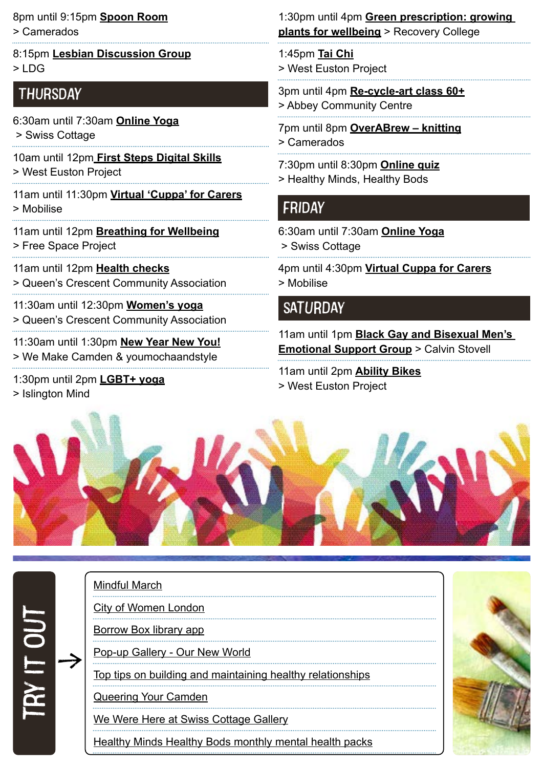8pm until 9:15pm **Spoon Room**
> Camerados

8:15pm **Lesbian Discussion Group**
> LDG

## THURSDAY

6:30am until 7:30am **Online Yoga**
> Swiss Cottage

10am until 12pm **First Steps Digital Skills**
> West Euston Project

11am until 11:30pm **Virtual 'Cuppa' for Carers**
> Mobilise

11am until 12pm **Breathing for Wellbeing**
> Free Space Project

11am until 12pm **Health checks**
> Queen's Crescent Community Association

11:30am until 12:30pm **Women's yoga**
> Queen's Crescent Community Association

11:30am until 1:30pm **New Year New You!**
> We Make Camden & youmochaandstyle

1:30pm until 2pm **LGBT+ yoga**
> Islington Mind

1:30pm until 4pm **Green prescription: growing plants for wellbeing** > Recovery College

1:45pm **Tai Chi**
> West Euston Project

3pm until 4pm **Re-cycle-art class 60+**
> Abbey Community Centre

7pm until 8pm **OverABrew – knitting**
> Camerados

7:30pm until 8:30pm **Online quiz**
> Healthy Minds, Healthy Bods

## FRIDAY

6:30am until 7:30am **Online Yoga**
> Swiss Cottage

4pm until 4:30pm **Virtual Cuppa for Carers**
> Mobilise

## SATURDAY

11am until 1pm **Black Gay and Bisexual Men's Emotional Support Group** > Calvin Stovell

11am until 2pm **Ability Bikes**
> West Euston Project

## TRY IT OUT

- Mindful March
- City of Women London
- Borrow Box library app
- Pop-up Gallery - Our New World
- Top tips on building and maintaining healthy relationships
- Queering Your Camden
- We Were Here at Swiss Cottage Gallery
- Healthy Minds Healthy Bods monthly mental health packs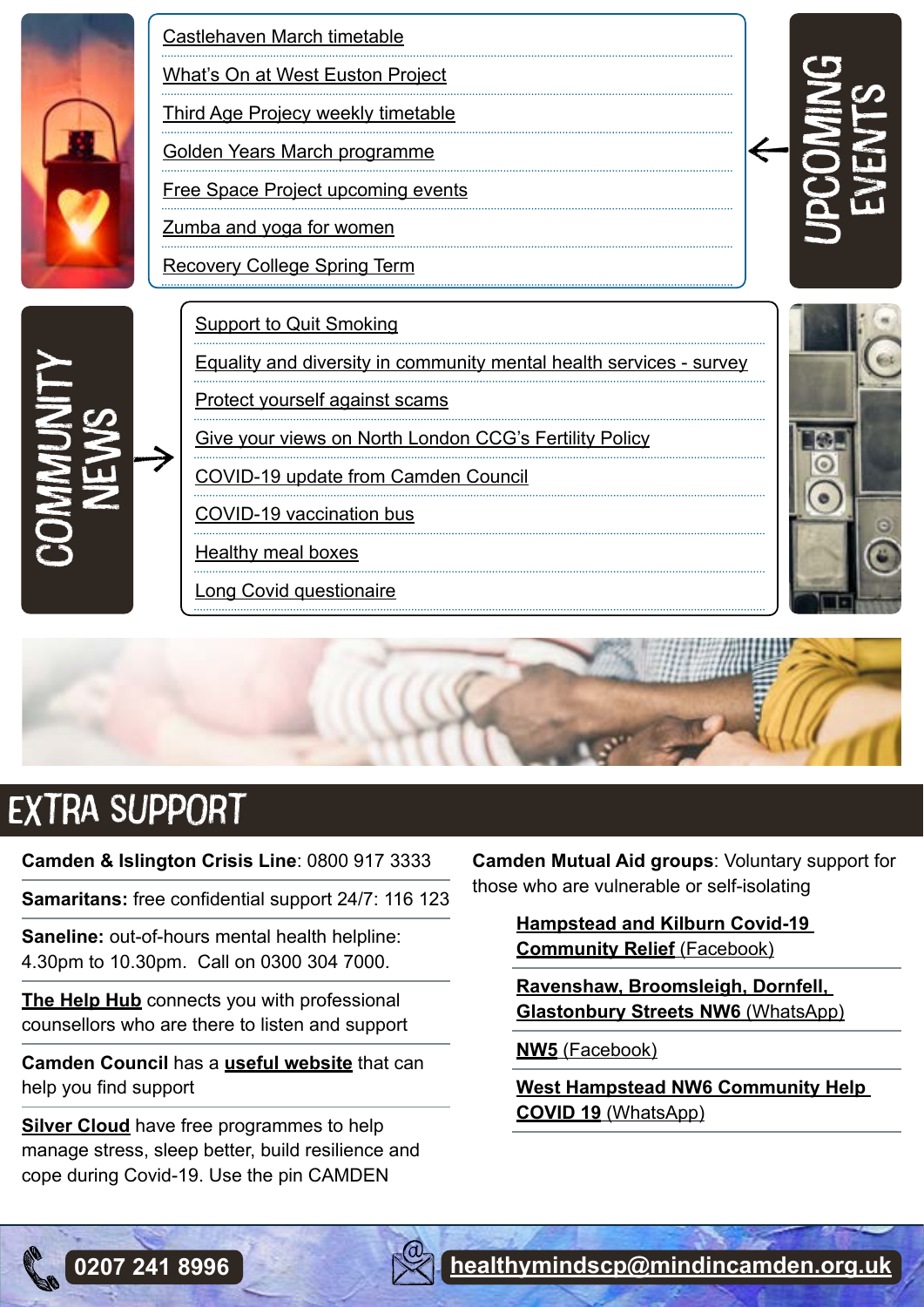## UPCOMING EVENTS

- Castlehaven March timetable
- What's On at West Euston Project
- Third Age Projecy weekly timetable
- Golden Years March programme
- Free Space Project upcoming events
- Zumba and yoga for women
- Recovery College Spring Term

## COMMUNITY NEWS

- Support to Quit Smoking
- Equality and diversity in community mental health services - survey
- Protect yourself against scams
- Give your views on North London CCG's Fertility Policy
- COVID-19 update from Camden Council
- COVID-19 vaccination bus
- Healthy meal boxes
- Long Covid questionaire

# EXTRA SUPPORT

**Camden & Islington Crisis Line**: 0800 917 3333

**Samaritans:** free confidential support 24/7: 116 123

**Saneline:** out-of-hours mental health helpline: 4.30pm to 10.30pm. Call on 0300 304 7000.

**The Help Hub** connects you with professional counsellors who are there to listen and support

**Camden Council** has a **useful website** that can help you find support

**Silver Cloud** have free programmes to help manage stress, sleep better, build resilience and cope during Covid-19. Use the pin CAMDEN

**Camden Mutual Aid groups**: Voluntary support for those who are vulnerable or self-isolating

- **Hampstead and Kilburn Covid-19 Community Relief** (Facebook)
- **Ravenshaw, Broomsleigh, Dornfell, Glastonbury Streets NW6** (WhatsApp)
- **NW5** (Facebook)
- **West Hampstead NW6 Community Help COVID 19** (WhatsApp)

0207 241 8996

healthymindscp@mindincamden.org.uk